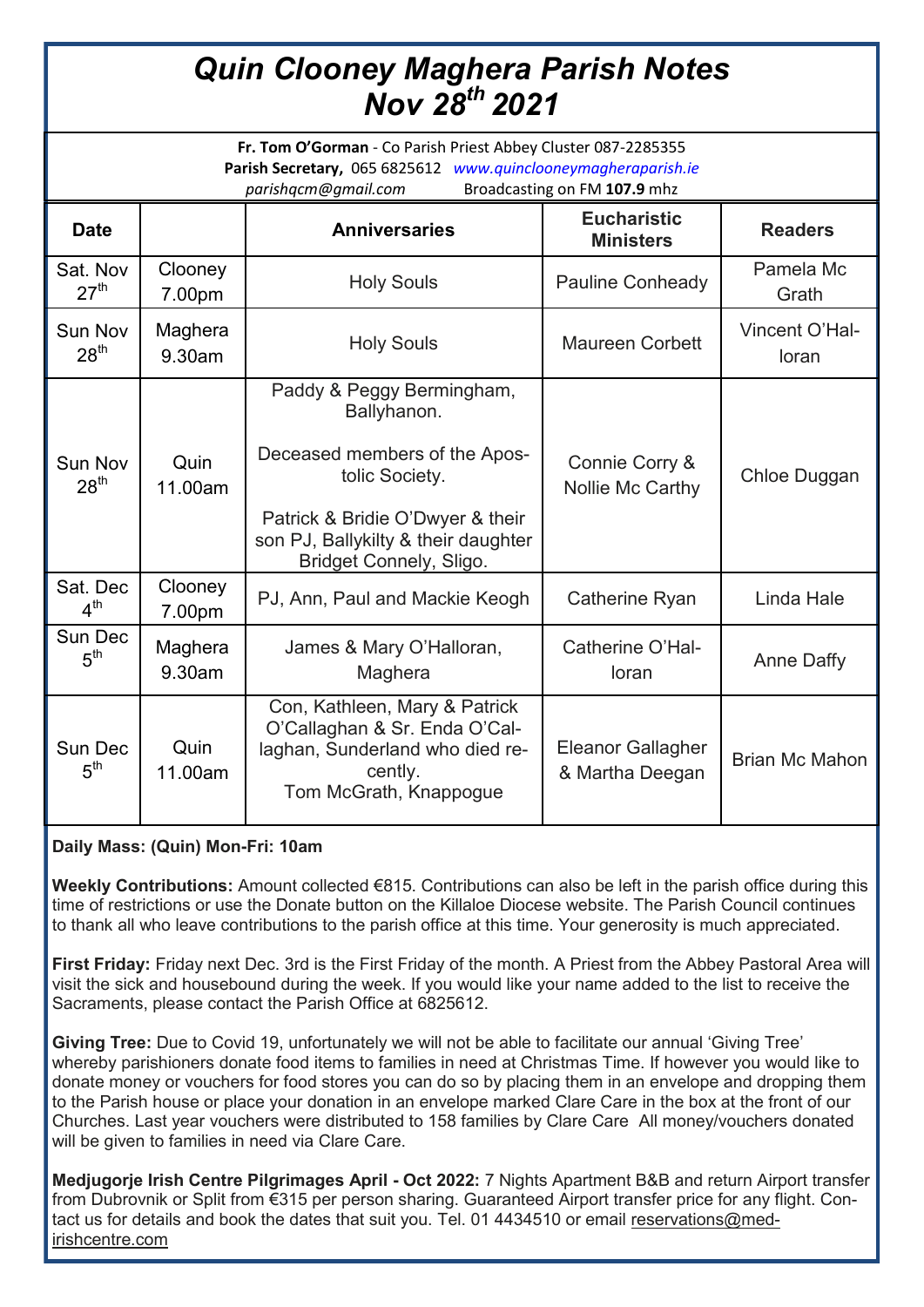# *Quin Clooney Maghera Parish Notes Nov 28th 2021*

**Fr. Tom O'Gorman** - Co Parish Priest Abbey Cluster 087-2285355
**Parish Secretary,** 065 6825612 *www.quinclooneymagheraparish.ie*
*parishqcm@gmail.com* Broadcasting on FM **107.9** mhz

| Date | | Anniversaries | Eucharistic Ministers | Readers |
|---|---|---|---|---|
| Sat. Nov 27th | Clooney 7.00pm | Holy Souls | Pauline Conheady | Pamela Mc Grath |
| Sun Nov 28th | Maghera 9.30am | Holy Souls | Maureen Corbett | Vincent O'Halloran |
| Sun Nov 28th | Quin 11.00am | Paddy & Peggy Bermingham, Ballyhanon. Deceased members of the Apostolic Society. Patrick & Bridie O'Dwyer & their son PJ, Ballykilty & their daughter Bridget Connely, Sligo. | Connie Corry & Nollie Mc Carthy | Chloe Duggan |
| Sat. Dec 4th | Clooney 7.00pm | PJ, Ann, Paul and Mackie Keogh | Catherine Ryan | Linda Hale |
| Sun Dec 5th | Maghera 9.30am | James & Mary O'Halloran, Maghera | Catherine O'Halloran | Anne Daffy |
| Sun Dec 5th | Quin 11.00am | Con, Kathleen, Mary & Patrick O'Callaghan & Sr. Enda O'Callaghan, Sunderland who died recently. Tom McGrath, Knappogue | Eleanor Gallagher & Martha Deegan | Brian Mc Mahon |

**Daily Mass: (Quin) Mon-Fri: 10am**

**Weekly Contributions:** Amount collected €815. Contributions can also be left in the parish office during this time of restrictions or use the Donate button on the Killaloe Diocese website. The Parish Council continues to thank all who leave contributions to the parish office at this time. Your generosity is much appreciated.

**First Friday:** Friday next Dec. 3rd is the First Friday of the month. A Priest from the Abbey Pastoral Area will visit the sick and housebound during the week. If you would like your name added to the list to receive the Sacraments, please contact the Parish Office at 6825612.

**Giving Tree:** Due to Covid 19, unfortunately we will not be able to facilitate our annual 'Giving Tree' whereby parishioners donate food items to families in need at Christmas Time. If however you would like to donate money or vouchers for food stores you can do so by placing them in an envelope and dropping them to the Parish house or place your donation in an envelope marked Clare Care in the box at the front of our Churches. Last year vouchers were distributed to 158 families by Clare Care All money/vouchers donated will be given to families in need via Clare Care.

**Medjugorje Irish Centre Pilgrimages April - Oct 2022:** 7 Nights Apartment B&B and return Airport transfer from Dubrovnik or Split from €315 per person sharing. Guaranteed Airport transfer price for any flight. Contact us for details and book the dates that suit you. Tel. 01 4434510 or email reservations@med-irishcentre.com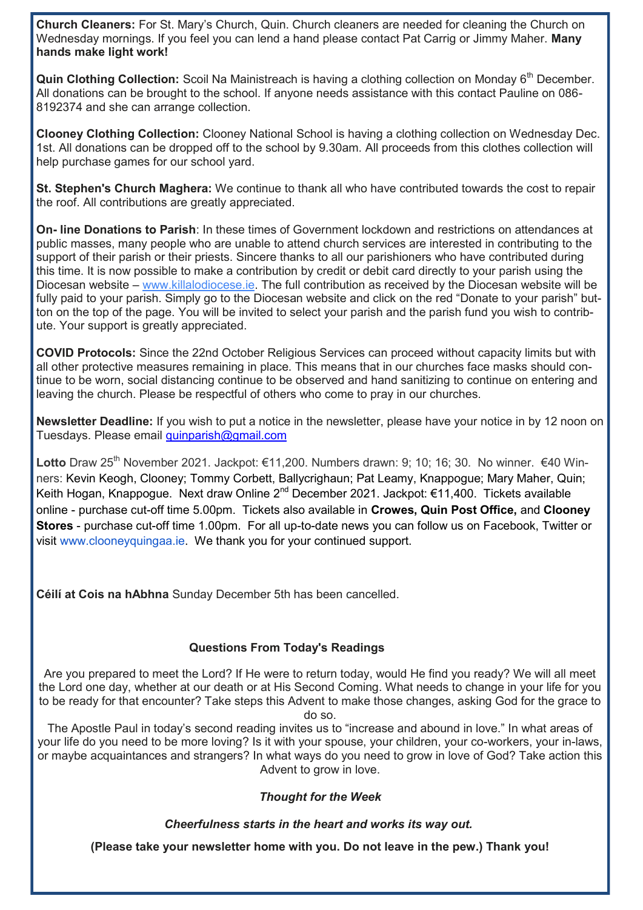**Church Cleaners:** For St. Mary's Church, Quin. Church cleaners are needed for cleaning the Church on Wednesday mornings. If you feel you can lend a hand please contact Pat Carrig or Jimmy Maher. **Many hands make light work!**

**Quin Clothing Collection:** Scoil Na Mainistreach is having a clothing collection on Monday 6th December. All donations can be brought to the school. If anyone needs assistance with this contact Pauline on 086-8192374 and she can arrange collection.

**Clooney Clothing Collection:** Clooney National School is having a clothing collection on Wednesday Dec. 1st. All donations can be dropped off to the school by 9.30am. All proceeds from this clothes collection will help purchase games for our school yard.

**St. Stephen's Church Maghera:** We continue to thank all who have contributed towards the cost to repair the roof. All contributions are greatly appreciated.

**On- line Donations to Parish**: In these times of Government lockdown and restrictions on attendances at public masses, many people who are unable to attend church services are interested in contributing to the support of their parish or their priests. Sincere thanks to all our parishioners who have contributed during this time. It is now possible to make a contribution by credit or debit card directly to your parish using the Diocesan website – www.killalodiocese.ie. The full contribution as received by the Diocesan website will be fully paid to your parish. Simply go to the Diocesan website and click on the red "Donate to your parish" button on the top of the page. You will be invited to select your parish and the parish fund you wish to contribute. Your support is greatly appreciated.

**COVID Protocols:** Since the 22nd October Religious Services can proceed without capacity limits but with all other protective measures remaining in place. This means that in our churches face masks should continue to be worn, social distancing continue to be observed and hand sanitizing to continue on entering and leaving the church. Please be respectful of others who come to pray in our churches.

**Newsletter Deadline:** If you wish to put a notice in the newsletter, please have your notice in by 12 noon on Tuesdays. Please email quinparish@gmail.com

**Lotto** Draw 25th November 2021. Jackpot: €11,200. Numbers drawn: 9; 10; 16; 30. No winner. €40 Winners: Kevin Keogh, Clooney; Tommy Corbett, Ballycrighaun; Pat Leamy, Knappogue; Mary Maher, Quin; Keith Hogan, Knappogue. Next draw Online 2nd December 2021. Jackpot: €11,400. Tickets available online - purchase cut-off time 5.00pm. Tickets also available in **Crowes, Quin Post Office,** and **Clooney Stores** - purchase cut-off time 1.00pm. For all up-to-date news you can follow us on Facebook, Twitter or visit www.clooneyquingaa.ie. We thank you for your continued support.

**Céilí at Cois na hAbhna** Sunday December 5th has been cancelled.

### Questions From Today's Readings

Are you prepared to meet the Lord? If He were to return today, would He find you ready? We will all meet the Lord one day, whether at our death or at His Second Coming. What needs to change in your life for you to be ready for that encounter? Take steps this Advent to make those changes, asking God for the grace to do so.

The Apostle Paul in today's second reading invites us to "increase and abound in love." In what areas of your life do you need to be more loving? Is it with your spouse, your children, your co-workers, your in-laws, or maybe acquaintances and strangers? In what ways do you need to grow in love of God? Take action this Advent to grow in love.

***Thought for the Week***

***Cheerfulness starts in the heart and works its way out.***

**(Please take your newsletter home with you. Do not leave in the pew.) Thank you!**